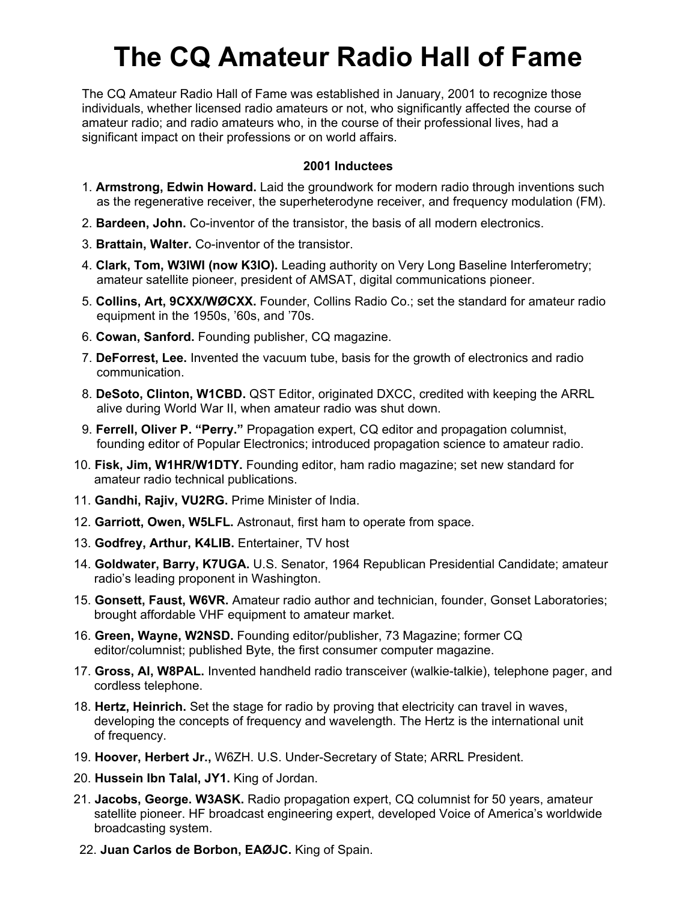# The CQ Amateur Radio Hall of Fame

The CQ Amateur Radio Hall of Fame was established in January, 2001 to recognize those individuals, whether licensed radio amateurs or not, who significantly affected the course of amateur radio; and radio amateurs who, in the course of their professional lives, had a significant impact on their professions or on world affairs.

**2001 Inductees**

1. **Armstrong, Edwin Howard.** Laid the groundwork for modern radio through inventions such as the regenerative receiver, the superheterodyne receiver, and frequency modulation (FM).
2. **Bardeen, John.** Co-inventor of the transistor, the basis of all modern electronics.
3. **Brattain, Walter.** Co-inventor of the transistor.
4. **Clark, Tom, W3IWI (now K3IO).** Leading authority on Very Long Baseline Interferometry; amateur satellite pioneer, president of AMSAT, digital communications pioneer.
5. **Collins, Art, 9CXX/WØCXX.** Founder, Collins Radio Co.; set the standard for amateur radio equipment in the 1950s, '60s, and '70s.
6. **Cowan, Sanford.** Founding publisher, CQ magazine.
7. **DeForrest, Lee.** Invented the vacuum tube, basis for the growth of electronics and radio communication.
8. **DeSoto, Clinton, W1CBD.** QST Editor, originated DXCC, credited with keeping the ARRL alive during World War II, when amateur radio was shut down.
9. **Ferrell, Oliver P. "Perry."** Propagation expert, CQ editor and propagation columnist, founding editor of Popular Electronics; introduced propagation science to amateur radio.
10. **Fisk, Jim, W1HR/W1DTY.** Founding editor, ham radio magazine; set new standard for amateur radio technical publications.
11. **Gandhi, Rajiv, VU2RG.** Prime Minister of India.
12. **Garriott, Owen, W5LFL.** Astronaut, first ham to operate from space.
13. **Godfrey, Arthur, K4LIB.** Entertainer, TV host
14. **Goldwater, Barry, K7UGA.** U.S. Senator, 1964 Republican Presidential Candidate; amateur radio's leading proponent in Washington.
15. **Gonsett, Faust, W6VR.** Amateur radio author and technician, founder, Gonset Laboratories; brought affordable VHF equipment to amateur market.
16. **Green, Wayne, W2NSD.** Founding editor/publisher, 73 Magazine; former CQ editor/columnist; published Byte, the first consumer computer magazine.
17. **Gross, Al, W8PAL.** Invented handheld radio transceiver (walkie-talkie), telephone pager, and cordless telephone.
18. **Hertz, Heinrich.** Set the stage for radio by proving that electricity can travel in waves, developing the concepts of frequency and wavelength. The Hertz is the international unit of frequency.
19. **Hoover, Herbert Jr.,** W6ZH. U.S. Under-Secretary of State; ARRL President.
20. **Hussein Ibn Talal, JY1.** King of Jordan.
21. **Jacobs, George. W3ASK.** Radio propagation expert, CQ columnist for 50 years, amateur satellite pioneer. HF broadcast engineering expert, developed Voice of America's worldwide broadcasting system.
22. **Juan Carlos de Borbon, EAØJC.** King of Spain.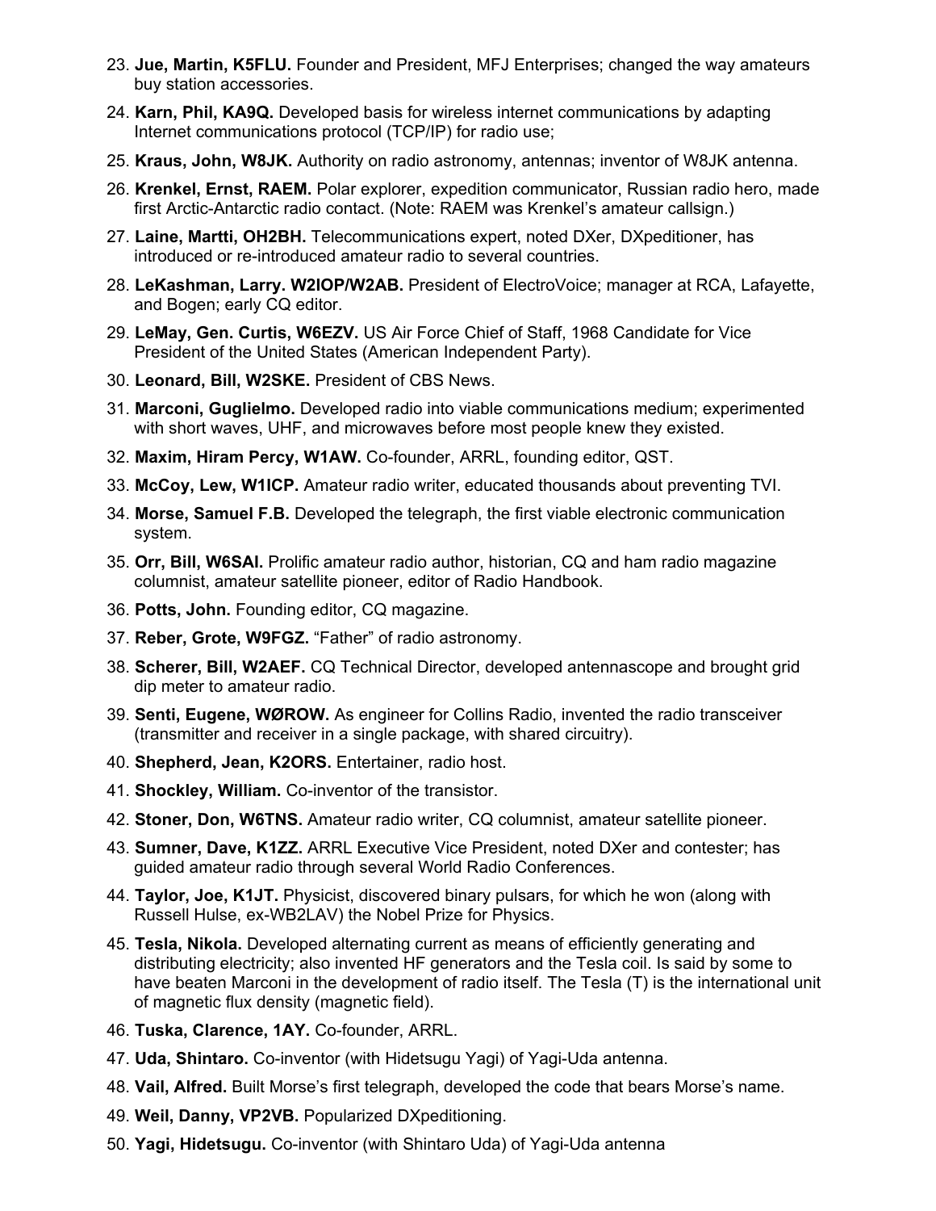23. **Jue, Martin, K5FLU.** Founder and President, MFJ Enterprises; changed the way amateurs buy station accessories.
24. **Karn, Phil, KA9Q.** Developed basis for wireless internet communications by adapting Internet communications protocol (TCP/IP) for radio use;
25. **Kraus, John, W8JK.** Authority on radio astronomy, antennas; inventor of W8JK antenna.
26. **Krenkel, Ernst, RAEM.** Polar explorer, expedition communicator, Russian radio hero, made first Arctic-Antarctic radio contact. (Note: RAEM was Krenkel's amateur callsign.)
27. **Laine, Martti, OH2BH.** Telecommunications expert, noted DXer, DXpeditioner, has introduced or re-introduced amateur radio to several countries.
28. **LeKashman, Larry. W2IOP/W2AB.** President of ElectroVoice; manager at RCA, Lafayette, and Bogen; early CQ editor.
29. **LeMay, Gen. Curtis, W6EZV.** US Air Force Chief of Staff, 1968 Candidate for Vice President of the United States (American Independent Party).
30. **Leonard, Bill, W2SKE.** President of CBS News.
31. **Marconi, Guglielmo.** Developed radio into viable communications medium; experimented with short waves, UHF, and microwaves before most people knew they existed.
32. **Maxim, Hiram Percy, W1AW.** Co-founder, ARRL, founding editor, QST.
33. **McCoy, Lew, W1ICP.** Amateur radio writer, educated thousands about preventing TVI.
34. **Morse, Samuel F.B.** Developed the telegraph, the first viable electronic communication system.
35. **Orr, Bill, W6SAI.** Prolific amateur radio author, historian, CQ and ham radio magazine columnist, amateur satellite pioneer, editor of Radio Handbook.
36. **Potts, John.** Founding editor, CQ magazine.
37. **Reber, Grote, W9FGZ.** "Father" of radio astronomy.
38. **Scherer, Bill, W2AEF.** CQ Technical Director, developed antennascope and brought grid dip meter to amateur radio.
39. **Senti, Eugene, WØROW.** As engineer for Collins Radio, invented the radio transceiver (transmitter and receiver in a single package, with shared circuitry).
40. **Shepherd, Jean, K2ORS.** Entertainer, radio host.
41. **Shockley, William.** Co-inventor of the transistor.
42. **Stoner, Don, W6TNS.** Amateur radio writer, CQ columnist, amateur satellite pioneer.
43. **Sumner, Dave, K1ZZ.** ARRL Executive Vice President, noted DXer and contester; has guided amateur radio through several World Radio Conferences.
44. **Taylor, Joe, K1JT.** Physicist, discovered binary pulsars, for which he won (along with Russell Hulse, ex-WB2LAV) the Nobel Prize for Physics.
45. **Tesla, Nikola.** Developed alternating current as means of efficiently generating and distributing electricity; also invented HF generators and the Tesla coil. Is said by some to have beaten Marconi in the development of radio itself. The Tesla (T) is the international unit of magnetic flux density (magnetic field).
46. **Tuska, Clarence, 1AY.** Co-founder, ARRL.
47. **Uda, Shintaro.** Co-inventor (with Hidetsugu Yagi) of Yagi-Uda antenna.
48. **Vail, Alfred.** Built Morse's first telegraph, developed the code that bears Morse's name.
49. **Weil, Danny, VP2VB.** Popularized DXpeditioning.
50. **Yagi, Hidetsugu.** Co-inventor (with Shintaro Uda) of Yagi-Uda antenna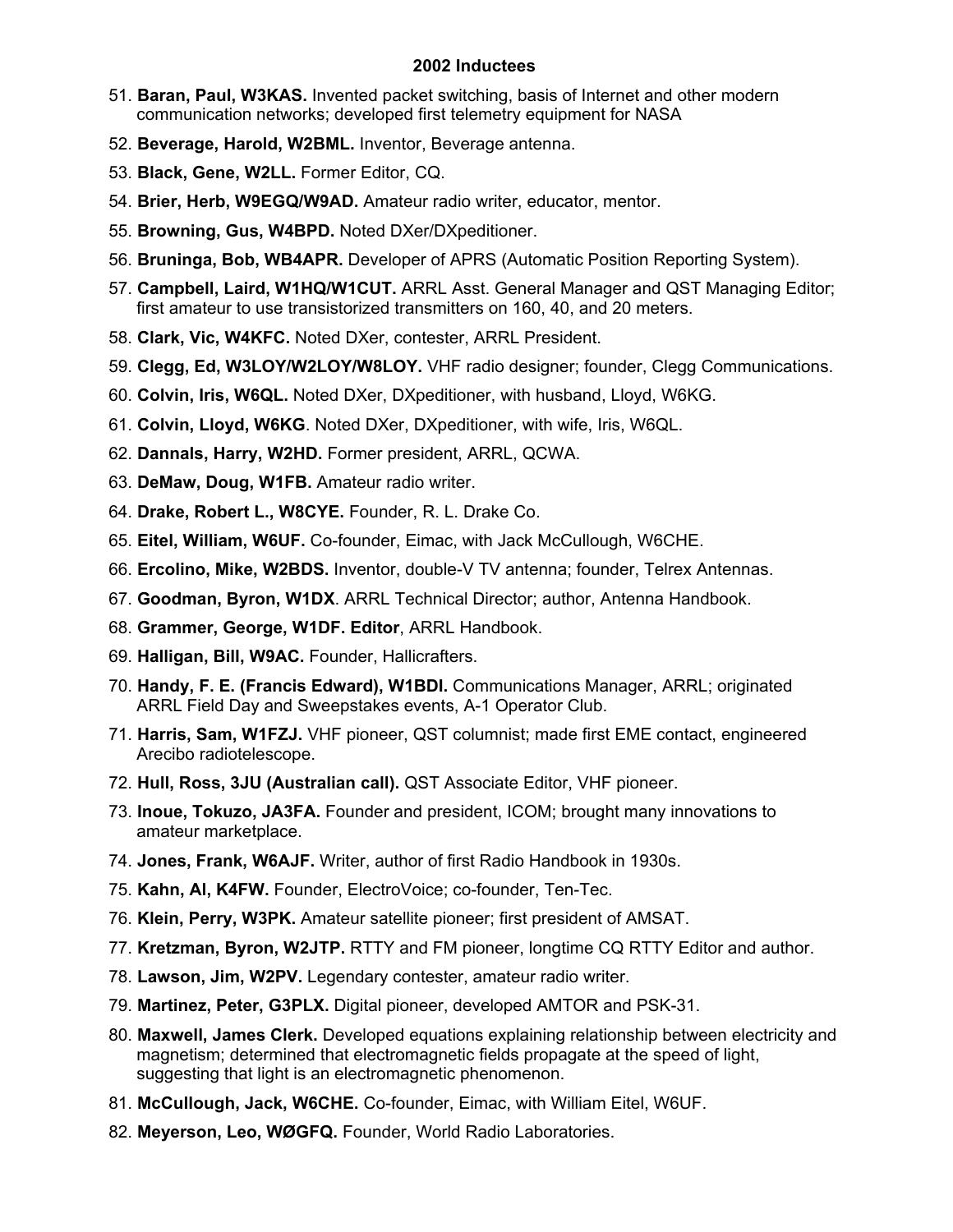## 2002 Inductees

51. **Baran, Paul, W3KAS.** Invented packet switching, basis of Internet and other modern communication networks; developed first telemetry equipment for NASA
52. **Beverage, Harold, W2BML.** Inventor, Beverage antenna.
53. **Black, Gene, W2LL.** Former Editor, CQ.
54. **Brier, Herb, W9EGQ/W9AD.** Amateur radio writer, educator, mentor.
55. **Browning, Gus, W4BPD.** Noted DXer/DXpeditioner.
56. **Bruninga, Bob, WB4APR.** Developer of APRS (Automatic Position Reporting System).
57. **Campbell, Laird, W1HQ/W1CUT.** ARRL Asst. General Manager and QST Managing Editor; first amateur to use transistorized transmitters on 160, 40, and 20 meters.
58. **Clark, Vic, W4KFC.** Noted DXer, contester, ARRL President.
59. **Clegg, Ed, W3LOY/W2LOY/W8LOY.** VHF radio designer; founder, Clegg Communications.
60. **Colvin, Iris, W6QL.** Noted DXer, DXpeditioner, with husband, Lloyd, W6KG.
61. **Colvin, Lloyd, W6KG**. Noted DXer, DXpeditioner, with wife, Iris, W6QL.
62. **Dannals, Harry, W2HD.** Former president, ARRL, QCWA.
63. **DeMaw, Doug, W1FB.** Amateur radio writer.
64. **Drake, Robert L., W8CYE.** Founder, R. L. Drake Co.
65. **Eitel, William, W6UF.** Co-founder, Eimac, with Jack McCullough, W6CHE.
66. **Ercolino, Mike, W2BDS.** Inventor, double-V TV antenna; founder, Telrex Antennas.
67. **Goodman, Byron, W1DX**. ARRL Technical Director; author, Antenna Handbook.
68. **Grammer, George, W1DF. Editor**, ARRL Handbook.
69. **Halligan, Bill, W9AC.** Founder, Hallicrafters.
70. **Handy, F. E. (Francis Edward), W1BDI.** Communications Manager, ARRL; originated ARRL Field Day and Sweepstakes events, A-1 Operator Club.
71. **Harris, Sam, W1FZJ.** VHF pioneer, QST columnist; made first EME contact, engineered Arecibo radiotelescope.
72. **Hull, Ross, 3JU (Australian call).** QST Associate Editor, VHF pioneer.
73. **Inoue, Tokuzo, JA3FA.** Founder and president, ICOM; brought many innovations to amateur marketplace.
74. **Jones, Frank, W6AJF.** Writer, author of first Radio Handbook in 1930s.
75. **Kahn, Al, K4FW.** Founder, ElectroVoice; co-founder, Ten-Tec.
76. **Klein, Perry, W3PK.** Amateur satellite pioneer; first president of AMSAT.
77. **Kretzman, Byron, W2JTP.** RTTY and FM pioneer, longtime CQ RTTY Editor and author.
78. **Lawson, Jim, W2PV.** Legendary contester, amateur radio writer.
79. **Martinez, Peter, G3PLX.** Digital pioneer, developed AMTOR and PSK-31.
80. **Maxwell, James Clerk.** Developed equations explaining relationship between electricity and magnetism; determined that electromagnetic fields propagate at the speed of light, suggesting that light is an electromagnetic phenomenon.
81. **McCullough, Jack, W6CHE.** Co-founder, Eimac, with William Eitel, W6UF.
82. **Meyerson, Leo, WØGFQ.** Founder, World Radio Laboratories.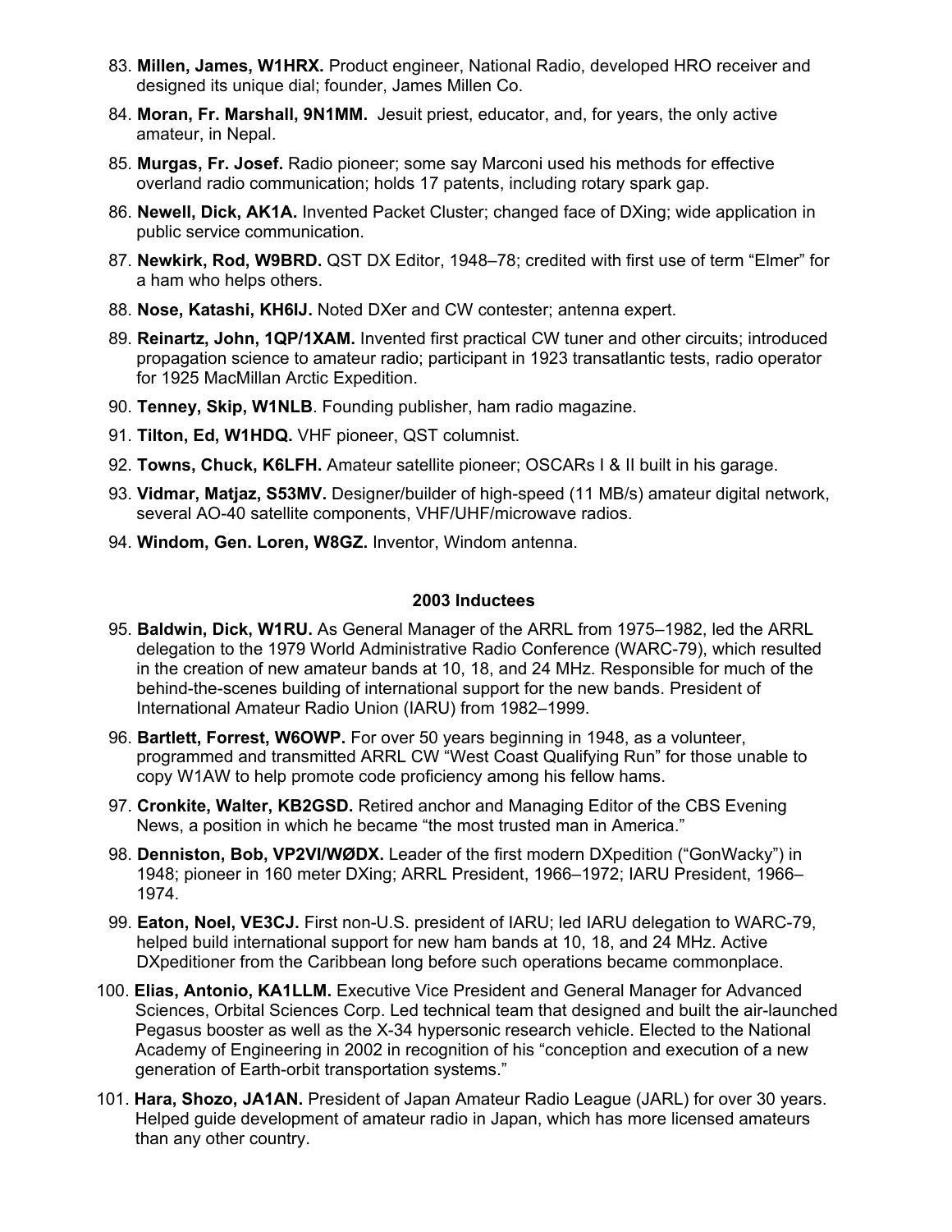83. **Millen, James, W1HRX.** Product engineer, National Radio, developed HRO receiver and designed its unique dial; founder, James Millen Co.
84. **Moran, Fr. Marshall, 9N1MM.** Jesuit priest, educator, and, for years, the only active amateur, in Nepal.
85. **Murgas, Fr. Josef.** Radio pioneer; some say Marconi used his methods for effective overland radio communication; holds 17 patents, including rotary spark gap.
86. **Newell, Dick, AK1A.** Invented Packet Cluster; changed face of DXing; wide application in public service communication.
87. **Newkirk, Rod, W9BRD.** QST DX Editor, 1948–78; credited with first use of term "Elmer" for a ham who helps others.
88. **Nose, Katashi, KH6IJ.** Noted DXer and CW contester; antenna expert.
89. **Reinartz, John, 1QP/1XAM.** Invented first practical CW tuner and other circuits; introduced propagation science to amateur radio; participant in 1923 transatlantic tests, radio operator for 1925 MacMillan Arctic Expedition.
90. **Tenney, Skip, W1NLB**. Founding publisher, ham radio magazine.
91. **Tilton, Ed, W1HDQ.** VHF pioneer, QST columnist.
92. **Towns, Chuck, K6LFH.** Amateur satellite pioneer; OSCARs I & II built in his garage.
93. **Vidmar, Matjaz, S53MV.** Designer/builder of high-speed (11 MB/s) amateur digital network, several AO-40 satellite components, VHF/UHF/microwave radios.
94. **Windom, Gen. Loren, W8GZ.** Inventor, Windom antenna.

**2003 Inductees**

95. **Baldwin, Dick, W1RU.** As General Manager of the ARRL from 1975–1982, led the ARRL delegation to the 1979 World Administrative Radio Conference (WARC-79), which resulted in the creation of new amateur bands at 10, 18, and 24 MHz. Responsible for much of the behind-the-scenes building of international support for the new bands. President of International Amateur Radio Union (IARU) from 1982–1999.
96. **Bartlett, Forrest, W6OWP.** For over 50 years beginning in 1948, as a volunteer, programmed and transmitted ARRL CW "West Coast Qualifying Run" for those unable to copy W1AW to help promote code proficiency among his fellow hams.
97. **Cronkite, Walter, KB2GSD.** Retired anchor and Managing Editor of the CBS Evening News, a position in which he became "the most trusted man in America."
98. **Denniston, Bob, VP2VI/WØDX.** Leader of the first modern DXpedition ("GonWacky") in 1948; pioneer in 160 meter DXing; ARRL President, 1966–1972; IARU President, 1966–1974.
99. **Eaton, Noel, VE3CJ.** First non-U.S. president of IARU; led IARU delegation to WARC-79, helped build international support for new ham bands at 10, 18, and 24 MHz. Active DXpeditioner from the Caribbean long before such operations became commonplace.
100. **Elias, Antonio, KA1LLM.** Executive Vice President and General Manager for Advanced Sciences, Orbital Sciences Corp. Led technical team that designed and built the air-launched Pegasus booster as well as the X-34 hypersonic research vehicle. Elected to the National Academy of Engineering in 2002 in recognition of his "conception and execution of a new generation of Earth-orbit transportation systems."
101. **Hara, Shozo, JA1AN.** President of Japan Amateur Radio League (JARL) for over 30 years. Helped guide development of amateur radio in Japan, which has more licensed amateurs than any other country.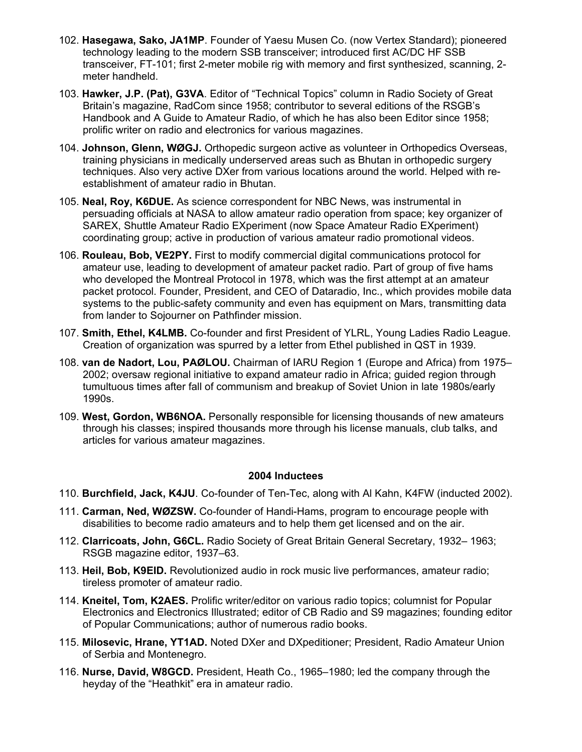102. **Hasegawa, Sako, JA1MP**. Founder of Yaesu Musen Co. (now Vertex Standard); pioneered technology leading to the modern SSB transceiver; introduced first AC/DC HF SSB transceiver, FT-101; first 2-meter mobile rig with memory and first synthesized, scanning, 2-meter handheld.

103. **Hawker, J.P. (Pat), G3VA**. Editor of "Technical Topics" column in Radio Society of Great Britain's magazine, RadCom since 1958; contributor to several editions of the RSGB's Handbook and A Guide to Amateur Radio, of which he has also been Editor since 1958; prolific writer on radio and electronics for various magazines.

104. **Johnson, Glenn, WØGJ.** Orthopedic surgeon active as volunteer in Orthopedics Overseas, training physicians in medically underserved areas such as Bhutan in orthopedic surgery techniques. Also very active DXer from various locations around the world. Helped with re-establishment of amateur radio in Bhutan.

105. **Neal, Roy, K6DUE.** As science correspondent for NBC News, was instrumental in persuading officials at NASA to allow amateur radio operation from space; key organizer of SAREX, Shuttle Amateur Radio EXperiment (now Space Amateur Radio EXperiment) coordinating group; active in production of various amateur radio promotional videos.

106. **Rouleau, Bob, VE2PY.** First to modify commercial digital communications protocol for amateur use, leading to development of amateur packet radio. Part of group of five hams who developed the Montreal Protocol in 1978, which was the first attempt at an amateur packet protocol. Founder, President, and CEO of Dataradio, Inc., which provides mobile data systems to the public-safety community and even has equipment on Mars, transmitting data from lander to Sojourner on Pathfinder mission.

107. **Smith, Ethel, K4LMB.** Co-founder and first President of YLRL, Young Ladies Radio League. Creation of organization was spurred by a letter from Ethel published in QST in 1939.

108. **van de Nadort, Lou, PAØLOU.** Chairman of IARU Region 1 (Europe and Africa) from 1975–2002; oversaw regional initiative to expand amateur radio in Africa; guided region through tumultuous times after fall of communism and breakup of Soviet Union in late 1980s/early 1990s.

109. **West, Gordon, WB6NOA.** Personally responsible for licensing thousands of new amateurs through his classes; inspired thousands more through his license manuals, club talks, and articles for various amateur magazines.

**2004 Inductees**

110. **Burchfield, Jack, K4JU**. Co-founder of Ten-Tec, along with Al Kahn, K4FW (inducted 2002).

111. **Carman, Ned, WØZSW.** Co-founder of Handi-Hams, program to encourage people with disabilities to become radio amateurs and to help them get licensed and on the air.

112. **Clarricoats, John, G6CL.** Radio Society of Great Britain General Secretary, 1932– 1963; RSGB magazine editor, 1937–63.

113. **Heil, Bob, K9EID.** Revolutionized audio in rock music live performances, amateur radio; tireless promoter of amateur radio.

114. **Kneitel, Tom, K2AES.** Prolific writer/editor on various radio topics; columnist for Popular Electronics and Electronics Illustrated; editor of CB Radio and S9 magazines; founding editor of Popular Communications; author of numerous radio books.

115. **Milosevic, Hrane, YT1AD.** Noted DXer and DXpeditioner; President, Radio Amateur Union of Serbia and Montenegro.

116. **Nurse, David, W8GCD.** President, Heath Co., 1965–1980; led the company through the heyday of the "Heathkit" era in amateur radio.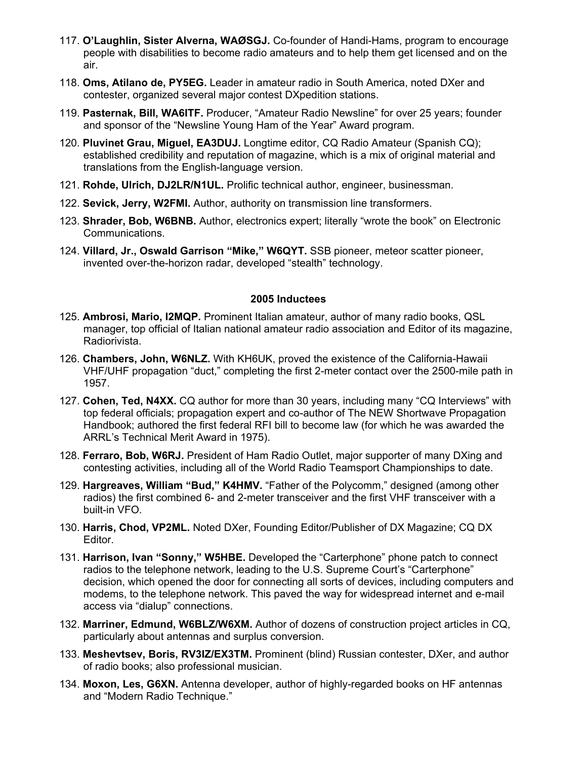117. **O'Laughlin, Sister Alverna, WAØSGJ.** Co-founder of Handi-Hams, program to encourage people with disabilities to become radio amateurs and to help them get licensed and on the air.
118. **Oms, Atilano de, PY5EG.** Leader in amateur radio in South America, noted DXer and contester, organized several major contest DXpedition stations.
119. **Pasternak, Bill, WA6ITF.** Producer, "Amateur Radio Newsline" for over 25 years; founder and sponsor of the "Newsline Young Ham of the Year" Award program.
120. **Pluvinet Grau, Miguel, EA3DUJ.** Longtime editor, CQ Radio Amateur (Spanish CQ); established credibility and reputation of magazine, which is a mix of original material and translations from the English-language version.
121. **Rohde, Ulrich, DJ2LR/N1UL.** Prolific technical author, engineer, businessman.
122. **Sevick, Jerry, W2FMI.** Author, authority on transmission line transformers.
123. **Shrader, Bob, W6BNB.** Author, electronics expert; literally "wrote the book" on Electronic Communications.
124. **Villard, Jr., Oswald Garrison "Mike," W6QYT.** SSB pioneer, meteor scatter pioneer, invented over-the-horizon radar, developed "stealth" technology.

**2005 Inductees**

125. **Ambrosi, Mario, I2MQP.** Prominent Italian amateur, author of many radio books, QSL manager, top official of Italian national amateur radio association and Editor of its magazine, Radiorivista.
126. **Chambers, John, W6NLZ.** With KH6UK, proved the existence of the California-Hawaii VHF/UHF propagation "duct," completing the first 2-meter contact over the 2500-mile path in 1957.
127. **Cohen, Ted, N4XX.** CQ author for more than 30 years, including many "CQ Interviews" with top federal officials; propagation expert and co-author of The NEW Shortwave Propagation Handbook; authored the first federal RFI bill to become law (for which he was awarded the ARRL's Technical Merit Award in 1975).
128. **Ferraro, Bob, W6RJ.** President of Ham Radio Outlet, major supporter of many DXing and contesting activities, including all of the World Radio Teamsport Championships to date.
129. **Hargreaves, William "Bud," K4HMV.** "Father of the Polycomm," designed (among other radios) the first combined 6- and 2-meter transceiver and the first VHF transceiver with a built-in VFO.
130. **Harris, Chod, VP2ML.** Noted DXer, Founding Editor/Publisher of DX Magazine; CQ DX Editor.
131. **Harrison, Ivan "Sonny," W5HBE.** Developed the "Carterphone" phone patch to connect radios to the telephone network, leading to the U.S. Supreme Court's "Carterphone" decision, which opened the door for connecting all sorts of devices, including computers and modems, to the telephone network. This paved the way for widespread internet and e-mail access via "dialup" connections.
132. **Marriner, Edmund, W6BLZ/W6XM.** Author of dozens of construction project articles in CQ, particularly about antennas and surplus conversion.
133. **Meshevtsev, Boris, RV3IZ/EX3TM.** Prominent (blind) Russian contester, DXer, and author of radio books; also professional musician.
134. **Moxon, Les, G6XN.** Antenna developer, author of highly-regarded books on HF antennas and "Modern Radio Technique."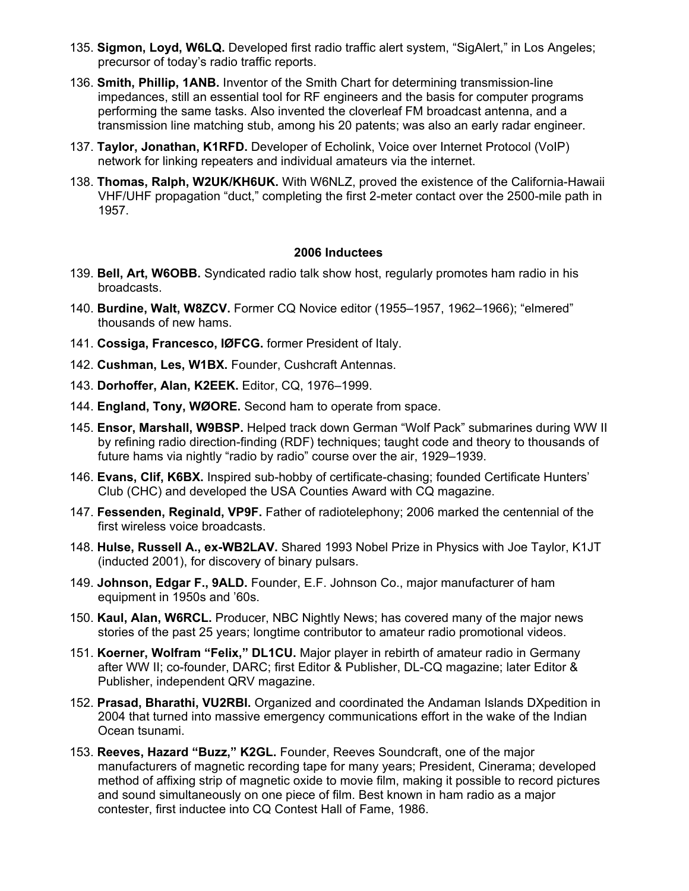135. **Sigmon, Loyd, W6LQ.** Developed first radio traffic alert system, "SigAlert," in Los Angeles; precursor of today's radio traffic reports.

136. **Smith, Phillip, 1ANB.** Inventor of the Smith Chart for determining transmission-line impedances, still an essential tool for RF engineers and the basis for computer programs performing the same tasks. Also invented the cloverleaf FM broadcast antenna, and a transmission line matching stub, among his 20 patents; was also an early radar engineer.

137. **Taylor, Jonathan, K1RFD.** Developer of Echolink, Voice over Internet Protocol (VoIP) network for linking repeaters and individual amateurs via the internet.

138. **Thomas, Ralph, W2UK/KH6UK.** With W6NLZ, proved the existence of the California-Hawaii VHF/UHF propagation "duct," completing the first 2-meter contact over the 2500-mile path in 1957.

### 2006 Inductees

139. **Bell, Art, W6OBB.** Syndicated radio talk show host, regularly promotes ham radio in his broadcasts.

140. **Burdine, Walt, W8ZCV.** Former CQ Novice editor (1955–1957, 1962–1966); "elmered" thousands of new hams.

141. **Cossiga, Francesco, IØFCG.** former President of Italy.

142. **Cushman, Les, W1BX.** Founder, Cushcraft Antennas.

143. **Dorhoffer, Alan, K2EEK.** Editor, CQ, 1976–1999.

144. **England, Tony, WØORE.** Second ham to operate from space.

145. **Ensor, Marshall, W9BSP.** Helped track down German "Wolf Pack" submarines during WW II by refining radio direction-finding (RDF) techniques; taught code and theory to thousands of future hams via nightly "radio by radio" course over the air, 1929–1939.

146. **Evans, Clif, K6BX.** Inspired sub-hobby of certificate-chasing; founded Certificate Hunters' Club (CHC) and developed the USA Counties Award with CQ magazine.

147. **Fessenden, Reginald, VP9F.** Father of radiotelephony; 2006 marked the centennial of the first wireless voice broadcasts.

148. **Hulse, Russell A., ex-WB2LAV.** Shared 1993 Nobel Prize in Physics with Joe Taylor, K1JT (inducted 2001), for discovery of binary pulsars.

149. **Johnson, Edgar F., 9ALD.** Founder, E.F. Johnson Co., major manufacturer of ham equipment in 1950s and '60s.

150. **Kaul, Alan, W6RCL.** Producer, NBC Nightly News; has covered many of the major news stories of the past 25 years; longtime contributor to amateur radio promotional videos.

151. **Koerner, Wolfram "Felix," DL1CU.** Major player in rebirth of amateur radio in Germany after WW II; co-founder, DARC; first Editor & Publisher, DL-CQ magazine; later Editor & Publisher, independent QRV magazine.

152. **Prasad, Bharathi, VU2RBI.** Organized and coordinated the Andaman Islands DXpedition in 2004 that turned into massive emergency communications effort in the wake of the Indian Ocean tsunami.

153. **Reeves, Hazard "Buzz," K2GL.** Founder, Reeves Soundcraft, one of the major manufacturers of magnetic recording tape for many years; President, Cinerama; developed method of affixing strip of magnetic oxide to movie film, making it possible to record pictures and sound simultaneously on one piece of film. Best known in ham radio as a major contester, first inductee into CQ Contest Hall of Fame, 1986.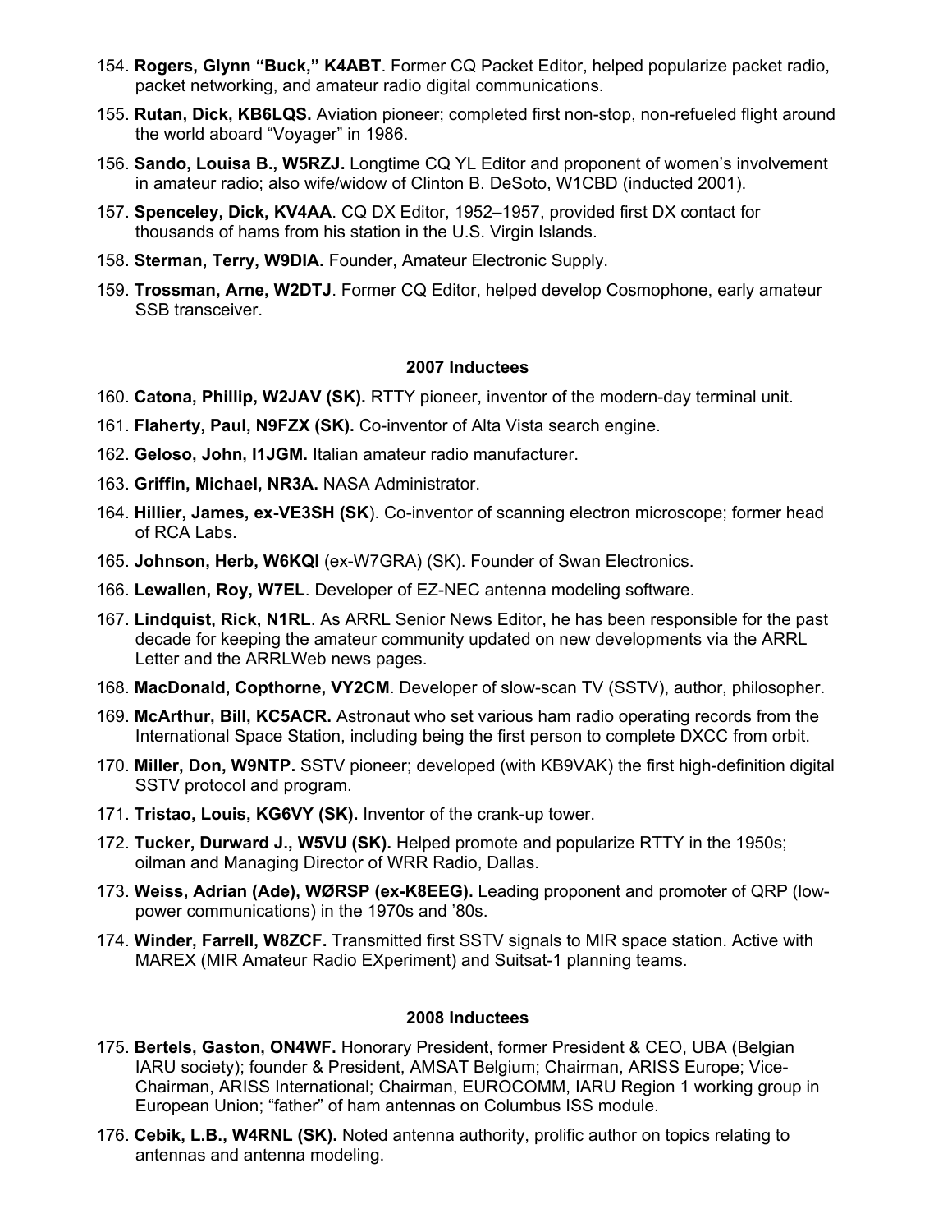154. **Rogers, Glynn "Buck," K4ABT**. Former CQ Packet Editor, helped popularize packet radio, packet networking, and amateur radio digital communications.

155. **Rutan, Dick, KB6LQS.** Aviation pioneer; completed first non-stop, non-refueled flight around the world aboard "Voyager" in 1986.

156. **Sando, Louisa B., W5RZJ.** Longtime CQ YL Editor and proponent of women's involvement in amateur radio; also wife/widow of Clinton B. DeSoto, W1CBD (inducted 2001).

157. **Spenceley, Dick, KV4AA**. CQ DX Editor, 1952–1957, provided first DX contact for thousands of hams from his station in the U.S. Virgin Islands.

158. **Sterman, Terry, W9DIA.** Founder, Amateur Electronic Supply.

159. **Trossman, Arne, W2DTJ**. Former CQ Editor, helped develop Cosmophone, early amateur SSB transceiver.

**2007 Inductees**

160. **Catona, Phillip, W2JAV (SK).** RTTY pioneer, inventor of the modern-day terminal unit.

161. **Flaherty, Paul, N9FZX (SK).** Co-inventor of Alta Vista search engine.

162. **Geloso, John, I1JGM.** Italian amateur radio manufacturer.

163. **Griffin, Michael, NR3A.** NASA Administrator.

164. **Hillier, James, ex-VE3SH (SK**). Co-inventor of scanning electron microscope; former head of RCA Labs.

165. **Johnson, Herb, W6KQI** (ex-W7GRA) (SK). Founder of Swan Electronics.

166. **Lewallen, Roy, W7EL**. Developer of EZ-NEC antenna modeling software.

167. **Lindquist, Rick, N1RL**. As ARRL Senior News Editor, he has been responsible for the past decade for keeping the amateur community updated on new developments via the ARRL Letter and the ARRLWeb news pages.

168. **MacDonald, Copthorne, VY2CM**. Developer of slow-scan TV (SSTV), author, philosopher.

169. **McArthur, Bill, KC5ACR.** Astronaut who set various ham radio operating records from the International Space Station, including being the first person to complete DXCC from orbit.

170. **Miller, Don, W9NTP.** SSTV pioneer; developed (with KB9VAK) the first high-definition digital SSTV protocol and program.

171. **Tristao, Louis, KG6VY (SK).** Inventor of the crank-up tower.

172. **Tucker, Durward J., W5VU (SK).** Helped promote and popularize RTTY in the 1950s; oilman and Managing Director of WRR Radio, Dallas.

173. **Weiss, Adrian (Ade), WØRSP (ex-K8EEG).** Leading proponent and promoter of QRP (low-power communications) in the 1970s and '80s.

174. **Winder, Farrell, W8ZCF.** Transmitted first SSTV signals to MIR space station. Active with MAREX (MIR Amateur Radio EXperiment) and Suitsat-1 planning teams.

**2008 Inductees**

175. **Bertels, Gaston, ON4WF.** Honorary President, former President & CEO, UBA (Belgian IARU society); founder & President, AMSAT Belgium; Chairman, ARISS Europe; Vice-Chairman, ARISS International; Chairman, EUROCOMM, IARU Region 1 working group in European Union; "father" of ham antennas on Columbus ISS module.

176. **Cebik, L.B., W4RNL (SK).** Noted antenna authority, prolific author on topics relating to antennas and antenna modeling.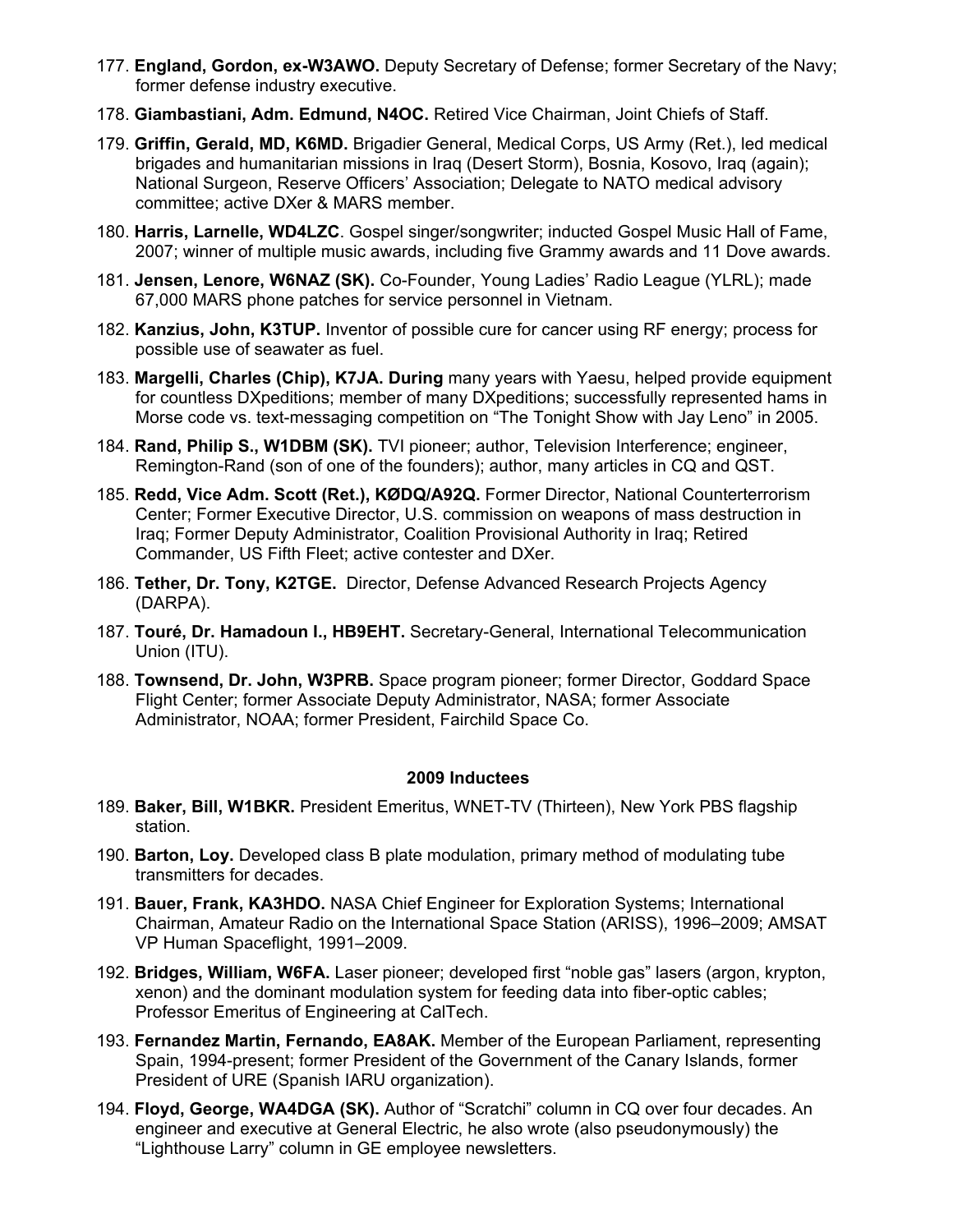177. **England, Gordon, ex-W3AWO.** Deputy Secretary of Defense; former Secretary of the Navy; former defense industry executive.

178. **Giambastiani, Adm. Edmund, N4OC.** Retired Vice Chairman, Joint Chiefs of Staff.

179. **Griffin, Gerald, MD, K6MD.** Brigadier General, Medical Corps, US Army (Ret.), led medical brigades and humanitarian missions in Iraq (Desert Storm), Bosnia, Kosovo, Iraq (again); National Surgeon, Reserve Officers' Association; Delegate to NATO medical advisory committee; active DXer & MARS member.

180. **Harris, Larnelle, WD4LZC**. Gospel singer/songwriter; inducted Gospel Music Hall of Fame, 2007; winner of multiple music awards, including five Grammy awards and 11 Dove awards.

181. **Jensen, Lenore, W6NAZ (SK).** Co-Founder, Young Ladies' Radio League (YLRL); made 67,000 MARS phone patches for service personnel in Vietnam.

182. **Kanzius, John, K3TUP.** Inventor of possible cure for cancer using RF energy; process for possible use of seawater as fuel.

183. **Margelli, Charles (Chip), K7JA. During** many years with Yaesu, helped provide equipment for countless DXpeditions; member of many DXpeditions; successfully represented hams in Morse code vs. text-messaging competition on "The Tonight Show with Jay Leno" in 2005.

184. **Rand, Philip S., W1DBM (SK).** TVI pioneer; author, Television Interference; engineer, Remington-Rand (son of one of the founders); author, many articles in CQ and QST.

185. **Redd, Vice Adm. Scott (Ret.), KØDQ/A92Q.** Former Director, National Counterterrorism Center; Former Executive Director, U.S. commission on weapons of mass destruction in Iraq; Former Deputy Administrator, Coalition Provisional Authority in Iraq; Retired Commander, US Fifth Fleet; active contester and DXer.

186. **Tether, Dr. Tony, K2TGE.** Director, Defense Advanced Research Projects Agency (DARPA).

187. **Touré, Dr. Hamadoun I., HB9EHT.** Secretary-General, International Telecommunication Union (ITU).

188. **Townsend, Dr. John, W3PRB.** Space program pioneer; former Director, Goddard Space Flight Center; former Associate Deputy Administrator, NASA; former Associate Administrator, NOAA; former President, Fairchild Space Co.

**2009 Inductees**

189. **Baker, Bill, W1BKR.** President Emeritus, WNET-TV (Thirteen), New York PBS flagship station.

190. **Barton, Loy.** Developed class B plate modulation, primary method of modulating tube transmitters for decades.

191. **Bauer, Frank, KA3HDO.** NASA Chief Engineer for Exploration Systems; International Chairman, Amateur Radio on the International Space Station (ARISS), 1996–2009; AMSAT VP Human Spaceflight, 1991–2009.

192. **Bridges, William, W6FA.** Laser pioneer; developed first "noble gas" lasers (argon, krypton, xenon) and the dominant modulation system for feeding data into fiber-optic cables; Professor Emeritus of Engineering at CalTech.

193. **Fernandez Martin, Fernando, EA8AK.** Member of the European Parliament, representing Spain, 1994-present; former President of the Government of the Canary Islands, former President of URE (Spanish IARU organization).

194. **Floyd, George, WA4DGA (SK).** Author of "Scratchi" column in CQ over four decades. An engineer and executive at General Electric, he also wrote (also pseudonymously) the "Lighthouse Larry" column in GE employee newsletters.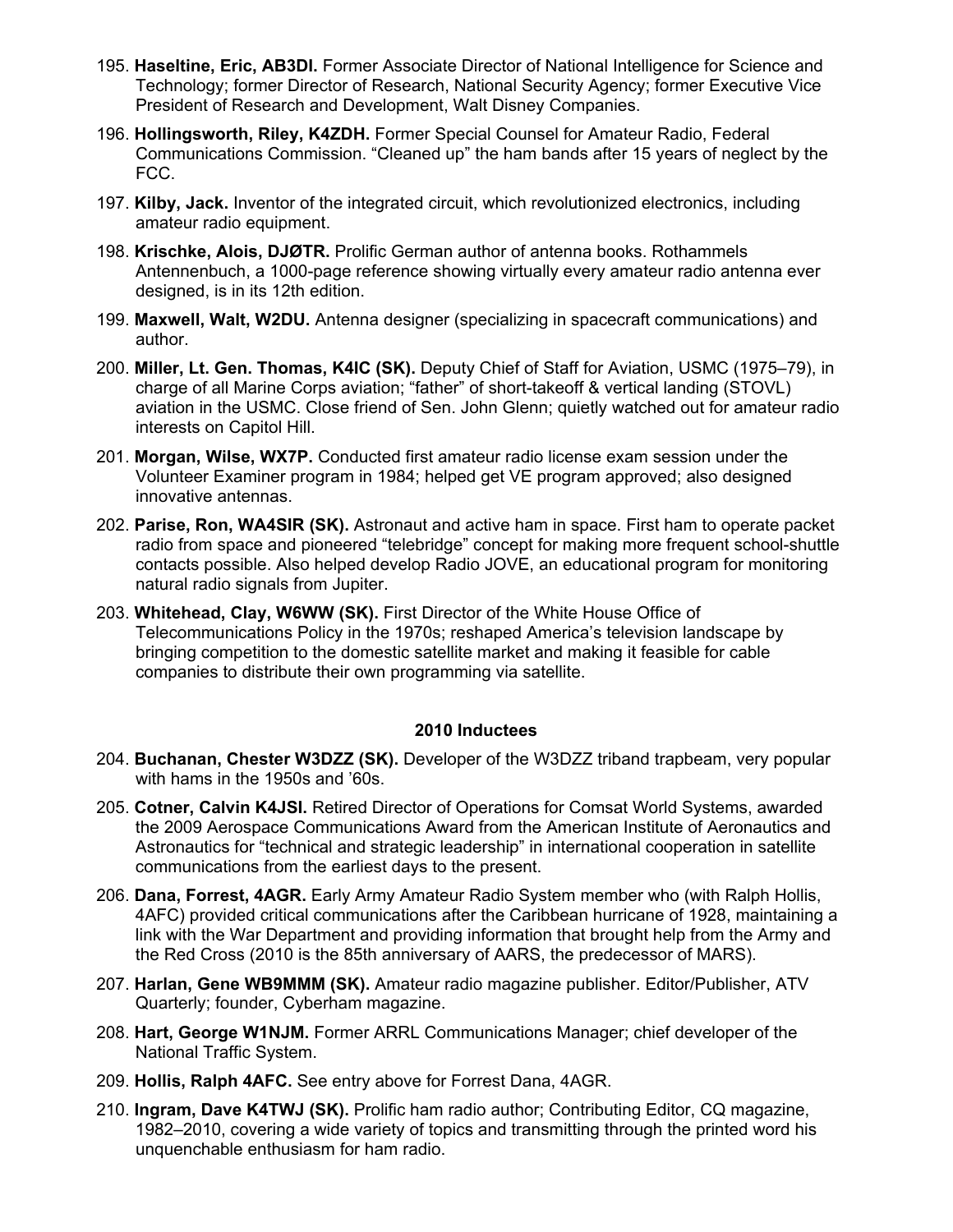195. **Haseltine, Eric, AB3DI.** Former Associate Director of National Intelligence for Science and Technology; former Director of Research, National Security Agency; former Executive Vice President of Research and Development, Walt Disney Companies.

196. **Hollingsworth, Riley, K4ZDH.** Former Special Counsel for Amateur Radio, Federal Communications Commission. “Cleaned up” the ham bands after 15 years of neglect by the FCC.

197. **Kilby, Jack.** Inventor of the integrated circuit, which revolutionized electronics, including amateur radio equipment.

198. **Krischke, Alois, DJØTR.** Prolific German author of antenna books. Rothammels Antennenbuch, a 1000-page reference showing virtually every amateur radio antenna ever designed, is in its 12th edition.

199. **Maxwell, Walt, W2DU.** Antenna designer (specializing in spacecraft communications) and author.

200. **Miller, Lt. Gen. Thomas, K4IC (SK).** Deputy Chief of Staff for Aviation, USMC (1975–79), in charge of all Marine Corps aviation; “father” of short-takeoff & vertical landing (STOVL) aviation in the USMC. Close friend of Sen. John Glenn; quietly watched out for amateur radio interests on Capitol Hill.

201. **Morgan, Wilse, WX7P.** Conducted first amateur radio license exam session under the Volunteer Examiner program in 1984; helped get VE program approved; also designed innovative antennas.

202. **Parise, Ron, WA4SIR (SK).** Astronaut and active ham in space. First ham to operate packet radio from space and pioneered “telebridge” concept for making more frequent school-shuttle contacts possible. Also helped develop Radio JOVE, an educational program for monitoring natural radio signals from Jupiter.

203. **Whitehead, Clay, W6WW (SK).** First Director of the White House Office of Telecommunications Policy in the 1970s; reshaped America’s television landscape by bringing competition to the domestic satellite market and making it feasible for cable companies to distribute their own programming via satellite.

### 2010 Inductees

204. **Buchanan, Chester W3DZZ (SK).** Developer of the W3DZZ triband trapbeam, very popular with hams in the 1950s and ’60s.

205. **Cotner, Calvin K4JSI.** Retired Director of Operations for Comsat World Systems, awarded the 2009 Aerospace Communications Award from the American Institute of Aeronautics and Astronautics for “technical and strategic leadership” in international cooperation in satellite communications from the earliest days to the present.

206. **Dana, Forrest, 4AGR.** Early Army Amateur Radio System member who (with Ralph Hollis, 4AFC) provided critical communications after the Caribbean hurricane of 1928, maintaining a link with the War Department and providing information that brought help from the Army and the Red Cross (2010 is the 85th anniversary of AARS, the predecessor of MARS).

207. **Harlan, Gene WB9MMM (SK).** Amateur radio magazine publisher. Editor/Publisher, ATV Quarterly; founder, Cyberham magazine.

208. **Hart, George W1NJM.** Former ARRL Communications Manager; chief developer of the National Traffic System.

209. **Hollis, Ralph 4AFC.** See entry above for Forrest Dana, 4AGR.

210. **Ingram, Dave K4TWJ (SK).** Prolific ham radio author; Contributing Editor, CQ magazine, 1982–2010, covering a wide variety of topics and transmitting through the printed word his unquenchable enthusiasm for ham radio.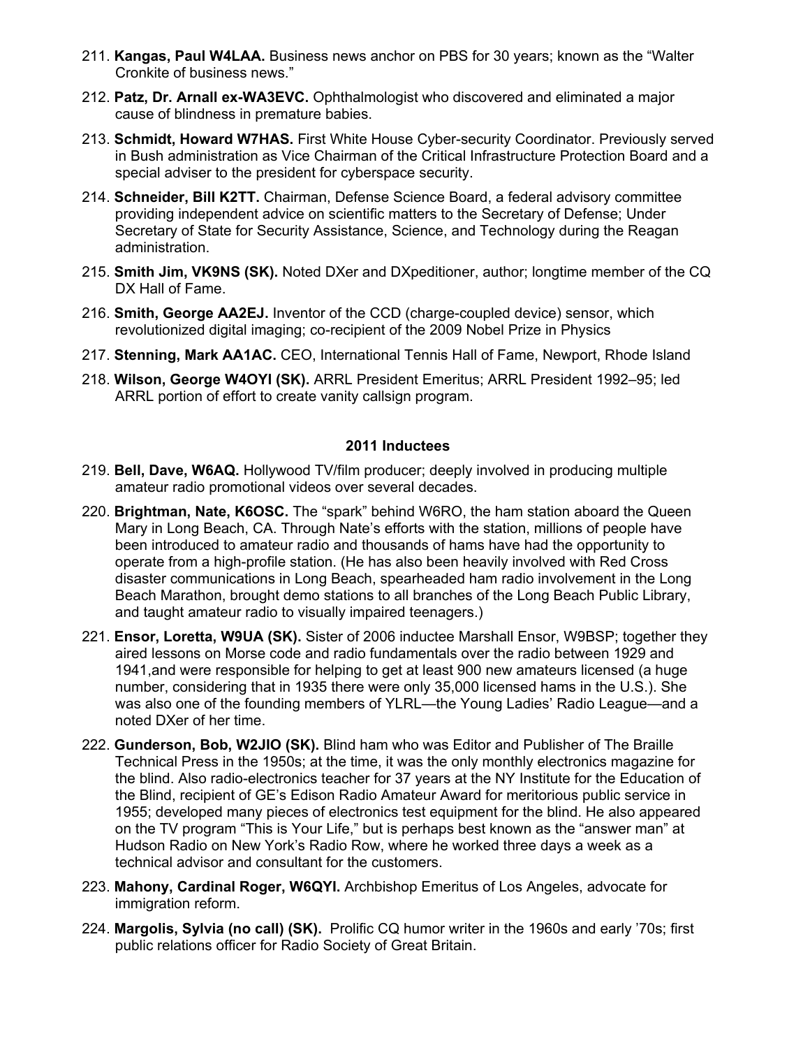211. **Kangas, Paul W4LAA.** Business news anchor on PBS for 30 years; known as the “Walter Cronkite of business news.”

212. **Patz, Dr. Arnall ex-WA3EVC.** Ophthalmologist who discovered and eliminated a major cause of blindness in premature babies.

213. **Schmidt, Howard W7HAS.** First White House Cyber-security Coordinator. Previously served in Bush administration as Vice Chairman of the Critical Infrastructure Protection Board and a special adviser to the president for cyberspace security.

214. **Schneider, Bill K2TT.** Chairman, Defense Science Board, a federal advisory committee providing independent advice on scientific matters to the Secretary of Defense; Under Secretary of State for Security Assistance, Science, and Technology during the Reagan administration.

215. **Smith Jim, VK9NS (SK).** Noted DXer and DXpeditioner, author; longtime member of the CQ DX Hall of Fame.

216. **Smith, George AA2EJ.** Inventor of the CCD (charge-coupled device) sensor, which revolutionized digital imaging; co-recipient of the 2009 Nobel Prize in Physics

217. **Stenning, Mark AA1AC.** CEO, International Tennis Hall of Fame, Newport, Rhode Island

218. **Wilson, George W4OYI (SK).** ARRL President Emeritus; ARRL President 1992–95; led ARRL portion of effort to create vanity callsign program.

**2011 Inductees**

219. **Bell, Dave, W6AQ.** Hollywood TV/film producer; deeply involved in producing multiple amateur radio promotional videos over several decades.

220. **Brightman, Nate, K6OSC.** The “spark” behind W6RO, the ham station aboard the Queen Mary in Long Beach, CA. Through Nate’s efforts with the station, millions of people have been introduced to amateur radio and thousands of hams have had the opportunity to operate from a high-profile station. (He has also been heavily involved with Red Cross disaster communications in Long Beach, spearheaded ham radio involvement in the Long Beach Marathon, brought demo stations to all branches of the Long Beach Public Library, and taught amateur radio to visually impaired teenagers.)

221. **Ensor, Loretta, W9UA (SK).** Sister of 2006 inductee Marshall Ensor, W9BSP; together they aired lessons on Morse code and radio fundamentals over the radio between 1929 and 1941,and were responsible for helping to get at least 900 new amateurs licensed (a huge number, considering that in 1935 there were only 35,000 licensed hams in the U.S.). She was also one of the founding members of YLRL—the Young Ladies’ Radio League—and a noted DXer of her time.

222. **Gunderson, Bob, W2JIO (SK).** Blind ham who was Editor and Publisher of The Braille Technical Press in the 1950s; at the time, it was the only monthly electronics magazine for the blind. Also radio-electronics teacher for 37 years at the NY Institute for the Education of the Blind, recipient of GE’s Edison Radio Amateur Award for meritorious public service in 1955; developed many pieces of electronics test equipment for the blind. He also appeared on the TV program “This is Your Life,” but is perhaps best known as the “answer man” at Hudson Radio on New York’s Radio Row, where he worked three days a week as a technical advisor and consultant for the customers.

223. **Mahony, Cardinal Roger, W6QYI.** Archbishop Emeritus of Los Angeles, advocate for immigration reform.

224. **Margolis, Sylvia (no call) (SK).** Prolific CQ humor writer in the 1960s and early ’70s; first public relations officer for Radio Society of Great Britain.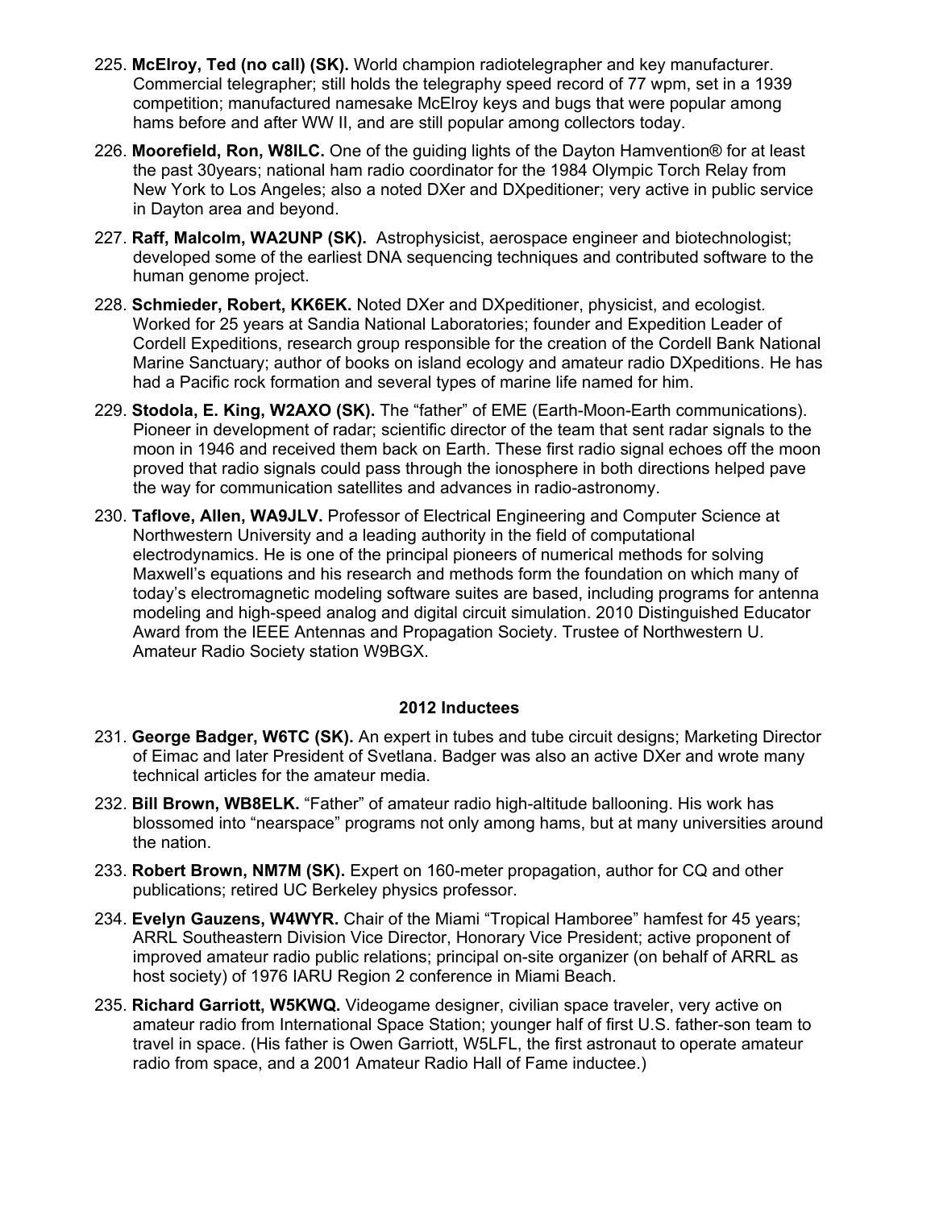225. **McElroy, Ted (no call) (SK).** World champion radiotelegrapher and key manufacturer. Commercial telegrapher; still holds the telegraphy speed record of 77 wpm, set in a 1939 competition; manufactured namesake McElroy keys and bugs that were popular among hams before and after WW II, and are still popular among collectors today.

226. **Moorefield, Ron, W8ILC.** One of the guiding lights of the Dayton Hamvention® for at least the past 30years; national ham radio coordinator for the 1984 Olympic Torch Relay from New York to Los Angeles; also a noted DXer and DXpeditioner; very active in public service in Dayton area and beyond.

227. **Raff, Malcolm, WA2UNP (SK).** Astrophysicist, aerospace engineer and biotechnologist; developed some of the earliest DNA sequencing techniques and contributed software to the human genome project.

228. **Schmieder, Robert, KK6EK.** Noted DXer and DXpeditioner, physicist, and ecologist. Worked for 25 years at Sandia National Laboratories; founder and Expedition Leader of Cordell Expeditions, research group responsible for the creation of the Cordell Bank National Marine Sanctuary; author of books on island ecology and amateur radio DXpeditions. He has had a Pacific rock formation and several types of marine life named for him.

229. **Stodola, E. King, W2AXO (SK).** The "father" of EME (Earth-Moon-Earth communications). Pioneer in development of radar; scientific director of the team that sent radar signals to the moon in 1946 and received them back on Earth. These first radio signal echoes off the moon proved that radio signals could pass through the ionosphere in both directions helped pave the way for communication satellites and advances in radio-astronomy.

230. **Taflove, Allen, WA9JLV.** Professor of Electrical Engineering and Computer Science at Northwestern University and a leading authority in the field of computational electrodynamics. He is one of the principal pioneers of numerical methods for solving Maxwell's equations and his research and methods form the foundation on which many of today's electromagnetic modeling software suites are based, including programs for antenna modeling and high-speed analog and digital circuit simulation. 2010 Distinguished Educator Award from the IEEE Antennas and Propagation Society. Trustee of Northwestern U. Amateur Radio Society station W9BGX.

## 2012 Inductees

231. **George Badger, W6TC (SK).** An expert in tubes and tube circuit designs; Marketing Director of Eimac and later President of Svetlana. Badger was also an active DXer and wrote many technical articles for the amateur media.

232. **Bill Brown, WB8ELK.** "Father" of amateur radio high-altitude ballooning. His work has blossomed into "nearspace" programs not only among hams, but at many universities around the nation.

233. **Robert Brown, NM7M (SK).** Expert on 160-meter propagation, author for CQ and other publications; retired UC Berkeley physics professor.

234. **Evelyn Gauzens, W4WYR.** Chair of the Miami "Tropical Hamboree" hamfest for 45 years; ARRL Southeastern Division Vice Director, Honorary Vice President; active proponent of improved amateur radio public relations; principal on-site organizer (on behalf of ARRL as host society) of 1976 IARU Region 2 conference in Miami Beach.

235. **Richard Garriott, W5KWQ.** Videogame designer, civilian space traveler, very active on amateur radio from International Space Station; younger half of first U.S. father-son team to travel in space. (His father is Owen Garriott, W5LFL, the first astronaut to operate amateur radio from space, and a 2001 Amateur Radio Hall of Fame inductee.)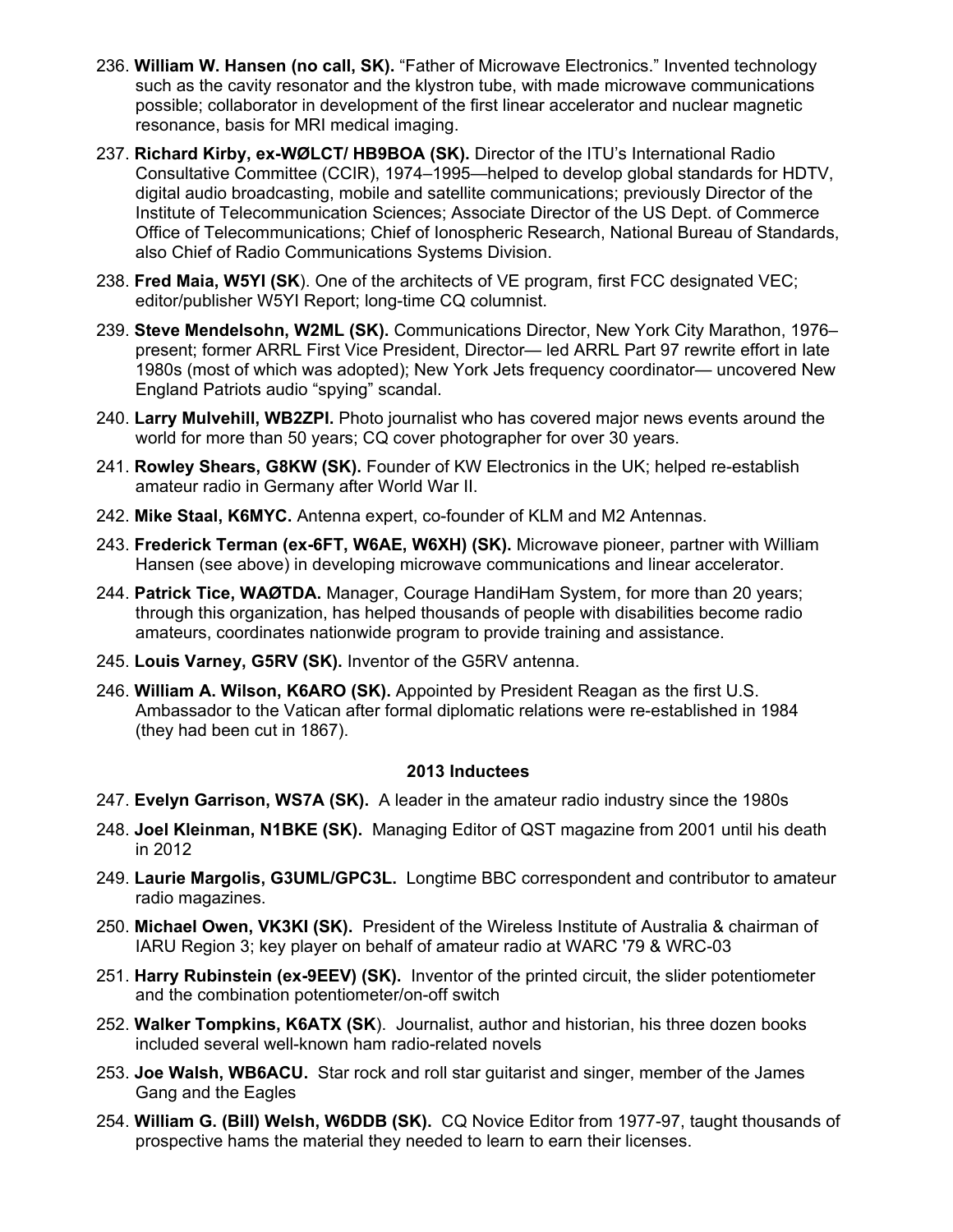236. **William W. Hansen (no call, SK).** "Father of Microwave Electronics." Invented technology such as the cavity resonator and the klystron tube, with made microwave communications possible; collaborator in development of the first linear accelerator and nuclear magnetic resonance, basis for MRI medical imaging.

237. **Richard Kirby, ex-WØLCT/ HB9BOA (SK).** Director of the ITU's International Radio Consultative Committee (CCIR), 1974–1995—helped to develop global standards for HDTV, digital audio broadcasting, mobile and satellite communications; previously Director of the Institute of Telecommunication Sciences; Associate Director of the US Dept. of Commerce Office of Telecommunications; Chief of Ionospheric Research, National Bureau of Standards, also Chief of Radio Communications Systems Division.

238. **Fred Maia, W5YI (SK**). One of the architects of VE program, first FCC designated VEC; editor/publisher W5YI Report; long-time CQ columnist.

239. **Steve Mendelsohn, W2ML (SK).** Communications Director, New York City Marathon, 1976–present; former ARRL First Vice President, Director— led ARRL Part 97 rewrite effort in late 1980s (most of which was adopted); New York Jets frequency coordinator— uncovered New England Patriots audio "spying" scandal.

240. **Larry Mulvehill, WB2ZPI.** Photo journalist who has covered major news events around the world for more than 50 years; CQ cover photographer for over 30 years.

241. **Rowley Shears, G8KW (SK).** Founder of KW Electronics in the UK; helped re-establish amateur radio in Germany after World War II.

242. **Mike Staal, K6MYC.** Antenna expert, co-founder of KLM and M2 Antennas.

243. **Frederick Terman (ex-6FT, W6AE, W6XH) (SK).** Microwave pioneer, partner with William Hansen (see above) in developing microwave communications and linear accelerator.

244. **Patrick Tice, WAØTDA.** Manager, Courage HandiHam Sysem, for more than 20 years; through this organization, has helped thousands of people with disabilities become radio amateurs, coordinates nationwide program to provide training and assistance.

245. **Louis Varney, G5RV (SK).** Inventor of the G5RV antenna.

246. **William A. Wilson, K6ARO (SK).** Appointed by President Reagan as the first U.S. Ambassador to the Vatican after formal diplomatic relations were re-established in 1984 (they had been cut in 1867).

### 2013 Inductees

247. **Evelyn Garrison, WS7A (SK).** A leader in the amateur radio industry since the 1980s

248. **Joel Kleinman, N1BKE (SK).** Managing Editor of QST magazine from 2001 until his death in 2012

249. **Laurie Margolis, G3UML/GPC3L.** Longtime BBC correspondent and contributor to amateur radio magazines.

250. **Michael Owen, VK3KI (SK).** President of the Wireless Institute of Australia & chairman of IARU Region 3; key player on behalf of amateur radio at WARC '79 & WRC-03

251. **Harry Rubinstein (ex-9EEV) (SK).** Inventor of the printed circuit, the slider potentiometer and the combination potentiometer/on-off switch

252. **Walker Tompkins, K6ATX (SK**). Journalist, author and historian, his three dozen books included several well-known ham radio-related novels

253. **Joe Walsh, WB6ACU.** Star rock and roll star guitarist and singer, member of the James Gang and the Eagles

254. **William G. (Bill) Welsh, W6DDB (SK).** CQ Novice Editor from 1977-97, taught thousands of prospective hams the material they needed to learn to earn their licenses.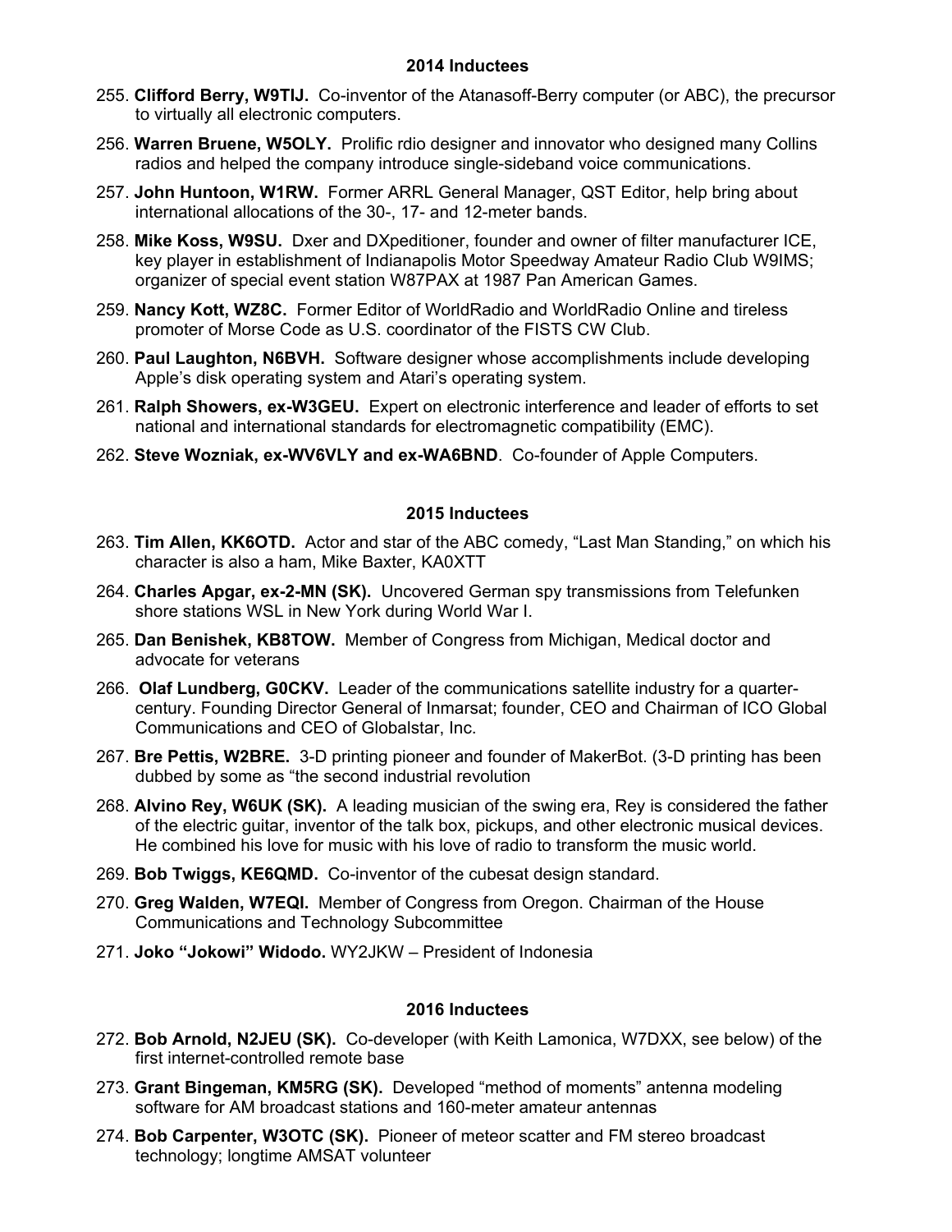**2014 Inductees**

255. **Clifford Berry, W9TIJ.** Co-inventor of the Atanasoff-Berry computer (or ABC), the precursor to virtually all electronic computers.

256. **Warren Bruene, W5OLY.** Prolific rdio designer and innovator who designed many Collins radios and helped the company introduce single-sideband voice communications.

257. **John Huntoon, W1RW.** Former ARRL General Manager, QST Editor, help bring about international allocations of the 30-, 17- and 12-meter bands.

258. **Mike Koss, W9SU.** Dxer and DXpeditioner, founder and owner of filter manufacturer ICE, key player in establishment of Indianapolis Motor Speedway Amateur Radio Club W9IMS; organizer of special event station W87PAX at 1987 Pan American Games.

259. **Nancy Kott, WZ8C.** Former Editor of WorldRadio and WorldRadio Online and tireless promoter of Morse Code as U.S. coordinator of the FISTS CW Club.

260. **Paul Laughton, N6BVH.** Software designer whose accomplishments include developing Apple's disk operating system and Atari's operating system.

261. **Ralph Showers, ex-W3GEU.** Expert on electronic interference and leader of efforts to set national and international standards for electromagnetic compatibility (EMC).

262. **Steve Wozniak, ex-WV6VLY and ex-WA6BND**. Co-founder of Apple Computers.

**2015 Inductees**

263. **Tim Allen, KK6OTD.** Actor and star of the ABC comedy, "Last Man Standing," on which his character is also a ham, Mike Baxter, KA0XTT

264. **Charles Apgar, ex-2-MN (SK).** Uncovered German spy transmissions from Telefunken shore stations WSL in New York during World War I.

265. **Dan Benishek, KB8TOW.** Member of Congress from Michigan, Medical doctor and advocate for veterans

266. **Olaf Lundberg, G0CKV.** Leader of the communications satellite industry for a quarter-century. Founding Director General of Inmarsat; founder, CEO and Chairman of ICO Global Communications and CEO of Globalstar, Inc.

267. **Bre Pettis, W2BRE.** 3-D printing pioneer and founder of MakerBot. (3-D printing has been dubbed by some as "the second industrial revolution

268. **Alvino Rey, W6UK (SK).** A leading musician of the swing era, Rey is considered the father of the electric guitar, inventor of the talk box, pickups, and other electronic musical devices. He combined his love for music with his love of radio to transform the music world.

269. **Bob Twiggs, KE6QMD.** Co-inventor of the cubesat design standard.

270. **Greg Walden, W7EQI.** Member of Congress from Oregon. Chairman of the House Communications and Technology Subcommittee

271. **Joko "Jokowi" Widodo.** WY2JKW – President of Indonesia

**2016 Inductees**

272. **Bob Arnold, N2JEU (SK).** Co-developer (with Keith Lamonica, W7DXX, see below) of the first internet-controlled remote base

273. **Grant Bingeman, KM5RG (SK).** Developed "method of moments" antenna modeling software for AM broadcast stations and 160-meter amateur antennas

274. **Bob Carpenter, W3OTC (SK).** Pioneer of meteor scatter and FM stereo broadcast technology; longtime AMSAT volunteer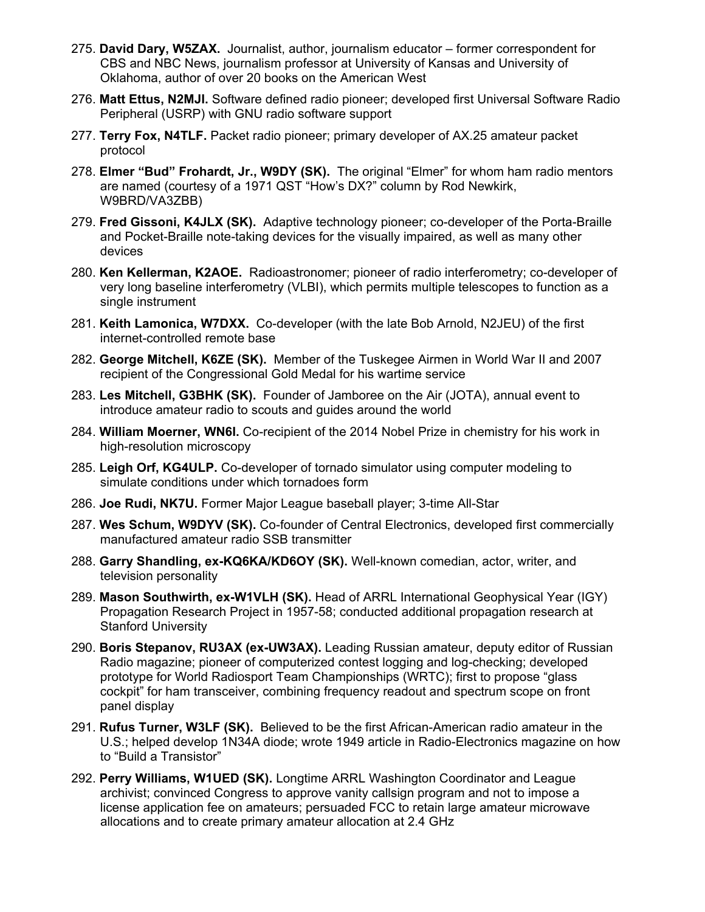275. **David Dary, W5ZAX.** Journalist, author, journalism educator – former correspondent for CBS and NBC News, journalism professor at University of Kansas and University of Oklahoma, author of over 20 books on the American West

276. **Matt Ettus, N2MJI.** Software defined radio pioneer; developed first Universal Software Radio Peripheral (USRP) with GNU radio software support

277. **Terry Fox, N4TLF.** Packet radio pioneer; primary developer of AX.25 amateur packet protocol

278. **Elmer "Bud" Frohardt, Jr., W9DY (SK).** The original "Elmer" for whom ham radio mentors are named (courtesy of a 1971 QST "How's DX?" column by Rod Newkirk, W9BRD/VA3ZBB)

279. **Fred Gissoni, K4JLX (SK).** Adaptive technology pioneer; co-developer of the Porta-Braille and Pocket-Braille note-taking devices for the visually impaired, as well as many other devices

280. **Ken Kellerman, K2AOE.** Radioastronomer; pioneer of radio interferometry; co-developer of very long baseline interferometry (VLBI), which permits multiple telescopes to function as a single instrument

281. **Keith Lamonica, W7DXX.** Co-developer (with the late Bob Arnold, N2JEU) of the first internet-controlled remote base

282. **George Mitchell, K6ZE (SK).** Member of the Tuskegee Airmen in World War II and 2007 recipient of the Congressional Gold Medal for his wartime service

283. **Les Mitchell, G3BHK (SK).** Founder of Jamboree on the Air (JOTA), annual event to introduce amateur radio to scouts and guides around the world

284. **William Moerner, WN6I.** Co-recipient of the 2014 Nobel Prize in chemistry for his work in high-resolution microscopy

285. **Leigh Orf, KG4ULP.** Co-developer of tornado simulator using computer modeling to simulate conditions under which tornadoes form

286. **Joe Rudi, NK7U.** Former Major League baseball player; 3-time All-Star

287. **Wes Schum, W9DYV (SK).** Co-founder of Central Electronics, developed first commercially manufactured amateur radio SSB transmitter

288. **Garry Shandling, ex-KQ6KA/KD6OY (SK).** Well-known comedian, actor, writer, and television personality

289. **Mason Southwirth, ex-W1VLH (SK).** Head of ARRL International Geophysical Year (IGY) Propagation Research Project in 1957-58; conducted additional propagation research at Stanford University

290. **Boris Stepanov, RU3AX (ex-UW3AX).** Leading Russian amateur, deputy editor of Russian Radio magazine; pioneer of computerized contest logging and log-checking; developed prototype for World Radiosport Team Championships (WRTC); first to propose "glass cockpit" for ham transceiver, combining frequency readout and spectrum scope on front panel display

291. **Rufus Turner, W3LF (SK).** Believed to be the first African-American radio amateur in the U.S.; helped develop 1N34A diode; wrote 1949 article in Radio-Electronics magazine on how to "Build a Transistor"

292. **Perry Williams, W1UED (SK).** Longtime ARRL Washington Coordinator and League archivist; convinced Congress to approve vanity callsign program and not to impose a license application fee on amateurs; persuaded FCC to retain large amateur microwave allocations and to create primary amateur allocation at 2.4 GHz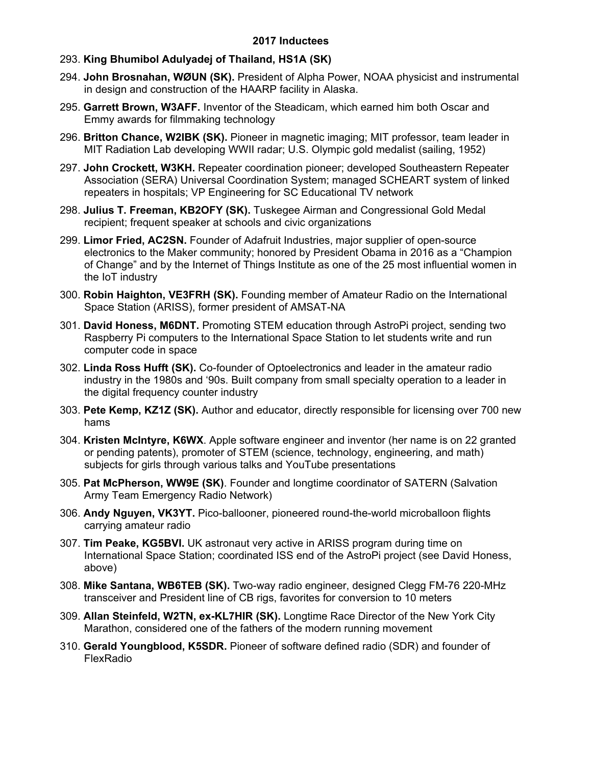### 2017 Inductees

293. **King Bhumibol Adulyadej of Thailand, HS1A (SK)**
294. **John Brosnahan, WØUN (SK).** President of Alpha Power, NOAA physicist and instrumental in design and construction of the HAARP facility in Alaska.
295. **Garrett Brown, W3AFF.** Inventor of the Steadicam, which earned him both Oscar and Emmy awards for filmmaking technology
296. **Britton Chance, W2IBK (SK).** Pioneer in magnetic imaging; MIT professor, team leader in MIT Radiation Lab developing WWII radar; U.S. Olympic gold medalist (sailing, 1952)
297. **John Crockett, W3KH.** Repeater coordination pioneer; developed Southeastern Repeater Association (SERA) Universal Coordination System; managed SCHEART system of linked repeaters in hospitals; VP Engineering for SC Educational TV network
298. **Julius T. Freeman, KB2OFY (SK).** Tuskegee Airman and Congressional Gold Medal recipient; frequent speaker at schools and civic organizations
299. **Limor Fried, AC2SN.** Founder of Adafruit Industries, major supplier of open-source electronics to the Maker community; honored by President Obama in 2016 as a "Champion of Change" and by the Internet of Things Institute as one of the 25 most influential women in the IoT industry
300. **Robin Haighton, VE3FRH (SK).** Founding member of Amateur Radio on the International Space Station (ARISS), former president of AMSAT-NA
301. **David Honess, M6DNT.** Promoting STEM education through AstroPi project, sending two Raspberry Pi computers to the International Space Station to let students write and run computer code in space
302. **Linda Ross Hufft (SK).** Co-founder of Optoelectronics and leader in the amateur radio industry in the 1980s and '90s. Built company from small specialty operation to a leader in the digital frequency counter industry
303. **Pete Kemp, KZ1Z (SK).** Author and educator, directly responsible for licensing over 700 new hams
304. **Kristen McIntyre, K6WX**. Apple software engineer and inventor (her name is on 22 granted or pending patents), promoter of STEM (science, technology, engineering, and math) subjects for girls through various talks and YouTube presentations
305. **Pat McPherson, WW9E (SK)**. Founder and longtime coordinator of SATERN (Salvation Army Team Emergency Radio Network)
306. **Andy Nguyen, VK3YT.** Pico-ballooner, pioneered round-the-world microballoon flights carrying amateur radio
307. **Tim Peake, KG5BVI.** UK astronaut very active in ARISS program during time on International Space Station; coordinated ISS end of the AstroPi project (see David Honess, above)
308. **Mike Santana, WB6TEB (SK).** Two-way radio engineer, designed Clegg FM-76 220-MHz transceiver and President line of CB rigs, favorites for conversion to 10 meters
309. **Allan Steinfeld, W2TN, ex-KL7HIR (SK).** Longtime Race Director of the New York City Marathon, considered one of the fathers of the modern running movement
310. **Gerald Youngblood, K5SDR.** Pioneer of software defined radio (SDR) and founder of FlexRadio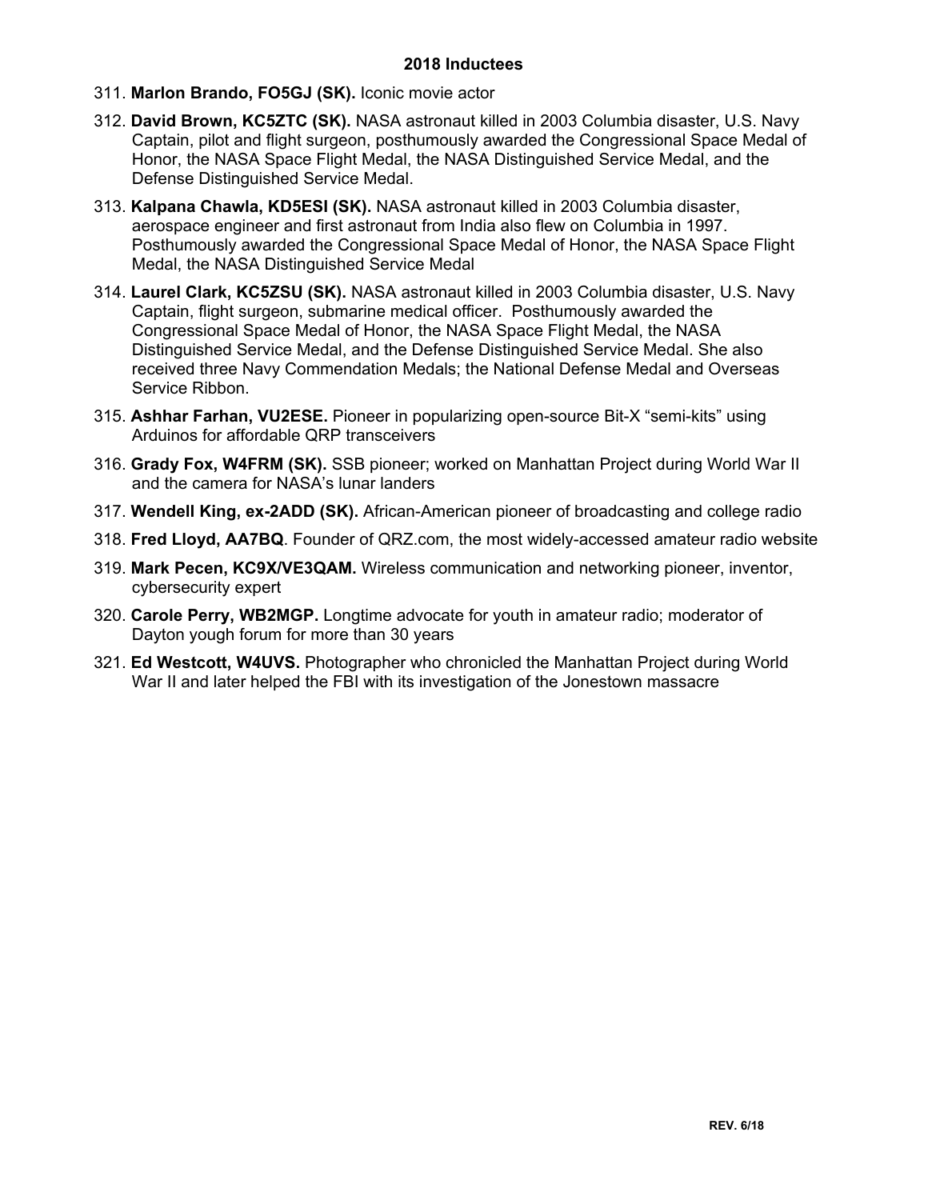**2018 Inductees**

311. **Marlon Brando, FO5GJ (SK).** Iconic movie actor
312. **David Brown, KC5ZTC (SK).** NASA astronaut killed in 2003 Columbia disaster, U.S. Navy Captain, pilot and flight surgeon, posthumously awarded the Congressional Space Medal of Honor, the NASA Space Flight Medal, the NASA Distinguished Service Medal, and the Defense Distinguished Service Medal.
313. **Kalpana Chawla, KD5ESI (SK).** NASA astronaut killed in 2003 Columbia disaster, aerospace engineer and first astronaut from India also flew on Columbia in 1997. Posthumously awarded the Congressional Space Medal of Honor, the NASA Space Flight Medal, the NASA Distinguished Service Medal
314. **Laurel Clark, KC5ZSU (SK).** NASA astronaut killed in 2003 Columbia disaster, U.S. Navy Captain, flight surgeon, submarine medical officer. Posthumously awarded the Congressional Space Medal of Honor, the NASA Space Flight Medal, the NASA Distinguished Service Medal, and the Defense Distinguished Service Medal. She also received three Navy Commendation Medals; the National Defense Medal and Overseas Service Ribbon.
315. **Ashhar Farhan, VU2ESE.** Pioneer in popularizing open-source Bit-X "semi-kits" using Arduinos for affordable QRP transceivers
316. **Grady Fox, W4FRM (SK).** SSB pioneer; worked on Manhattan Project during World War II and the camera for NASA's lunar landers
317. **Wendell King, ex-2ADD (SK).** African-American pioneer of broadcasting and college radio
318. **Fred Lloyd, AA7BQ**. Founder of QRZ.com, the most widely-accessed amateur radio website
319. **Mark Pecen, KC9X/VE3QAM.** Wireless communication and networking pioneer, inventor, cybersecurity expert
320. **Carole Perry, WB2MGP.** Longtime advocate for youth in amateur radio; moderator of Dayton yough forum for more than 30 years
321. **Ed Westcott, W4UVS.** Photographer who chronicled the Manhattan Project during World War II and later helped the FBI with its investigation of the Jonestown massacre

REV. 6/18